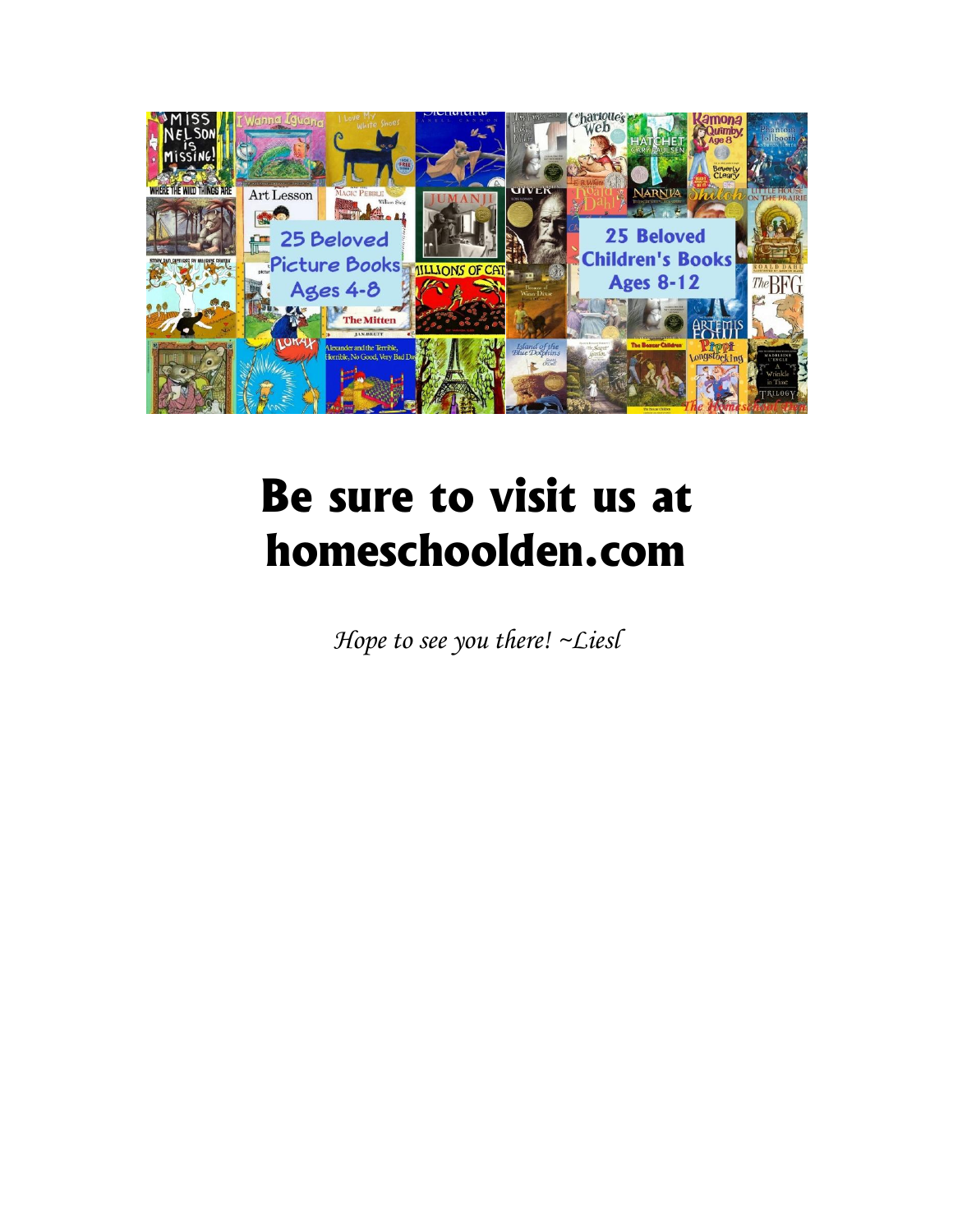# Be sure to visit us at homeschoolden.com

*Hope to see you there! ~Liesl*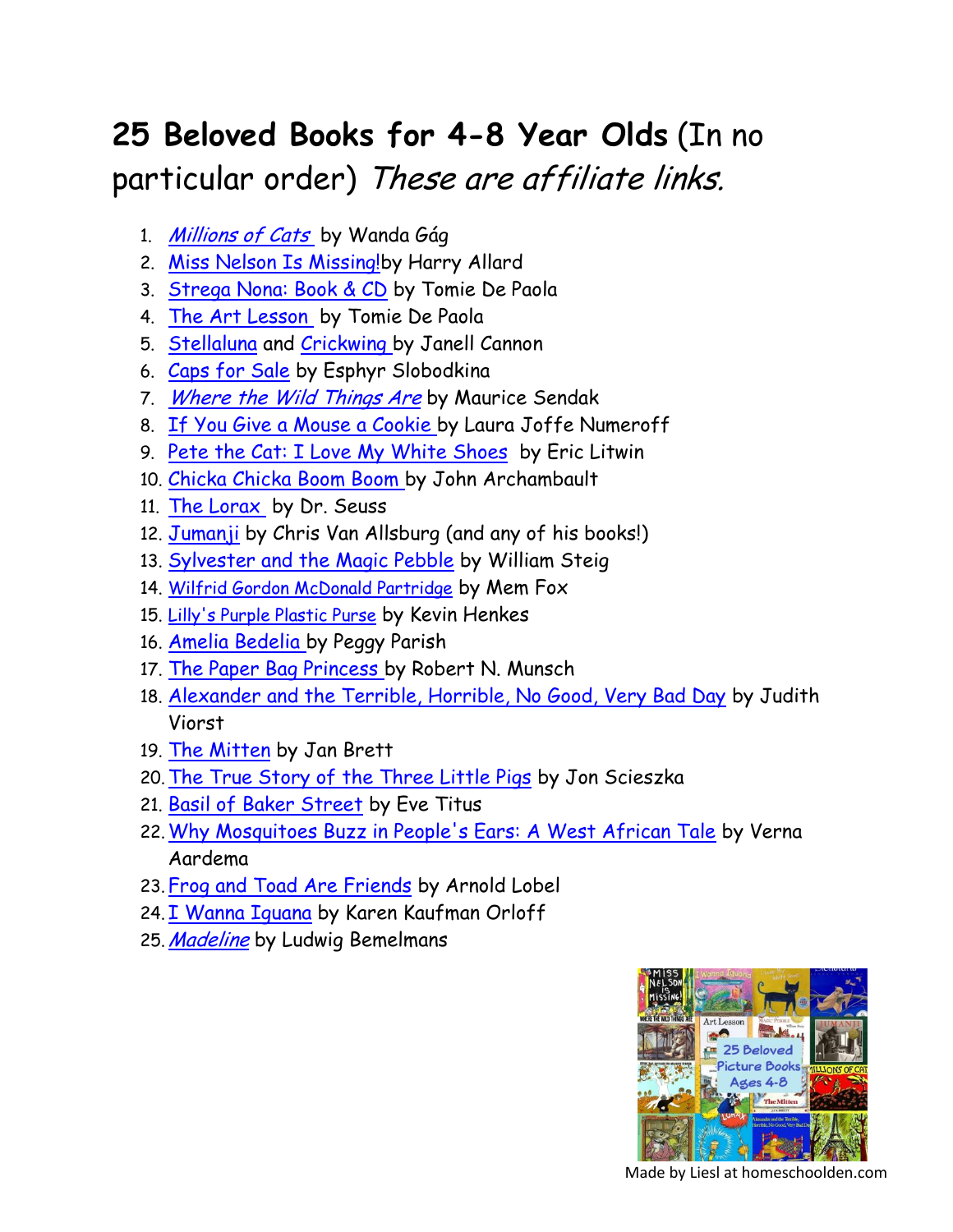# **25 Beloved Books for 4-8 Year Olds** (In no particular order) *These are affiliate links.*

1. *Millions of Cats* by Wanda Gág
2. Miss Nelson Is Missing! by Harry Allard
3. Strega Nona: Book & CD by Tomie De Paola
4. The Art Lesson by Tomie De Paola
5. Stellaluna and Crickwing by Janell Cannon
6. Caps for Sale by Esphyr Slobodkina
7. *Where the Wild Things Are* by Maurice Sendak
8. If You Give a Mouse a Cookie by Laura Joffe Numeroff
9. Pete the Cat: I Love My White Shoes by Eric Litwin
10. Chicka Chicka Boom Boom by John Archambault
11. The Lorax by Dr. Seuss
12. Jumanji by Chris Van Allsburg (and any of his books!)
13. Sylvester and the Magic Pebble by William Steig
14. Wilfrid Gordon McDonald Partridge by Mem Fox
15. Lilly's Purple Plastic Purse by Kevin Henkes
16. Amelia Bedelia by Peggy Parish
17. The Paper Bag Princess by Robert N. Munsch
18. Alexander and the Terrible, Horrible, No Good, Very Bad Day by Judith Viorst
19. The Mitten by Jan Brett
20. The True Story of the Three Little Pigs by Jon Scieszka
21. Basil of Baker Street by Eve Titus
22. Why Mosquitoes Buzz in People's Ears: A West African Tale by Verna Aardema
23. Frog and Toad Are Friends by Arnold Lobel
24. I Wanna Iguana by Karen Kaufman Orloff
25. *Madeline* by Ludwig Bemelmans

Made by Liesl at homeschoolden.com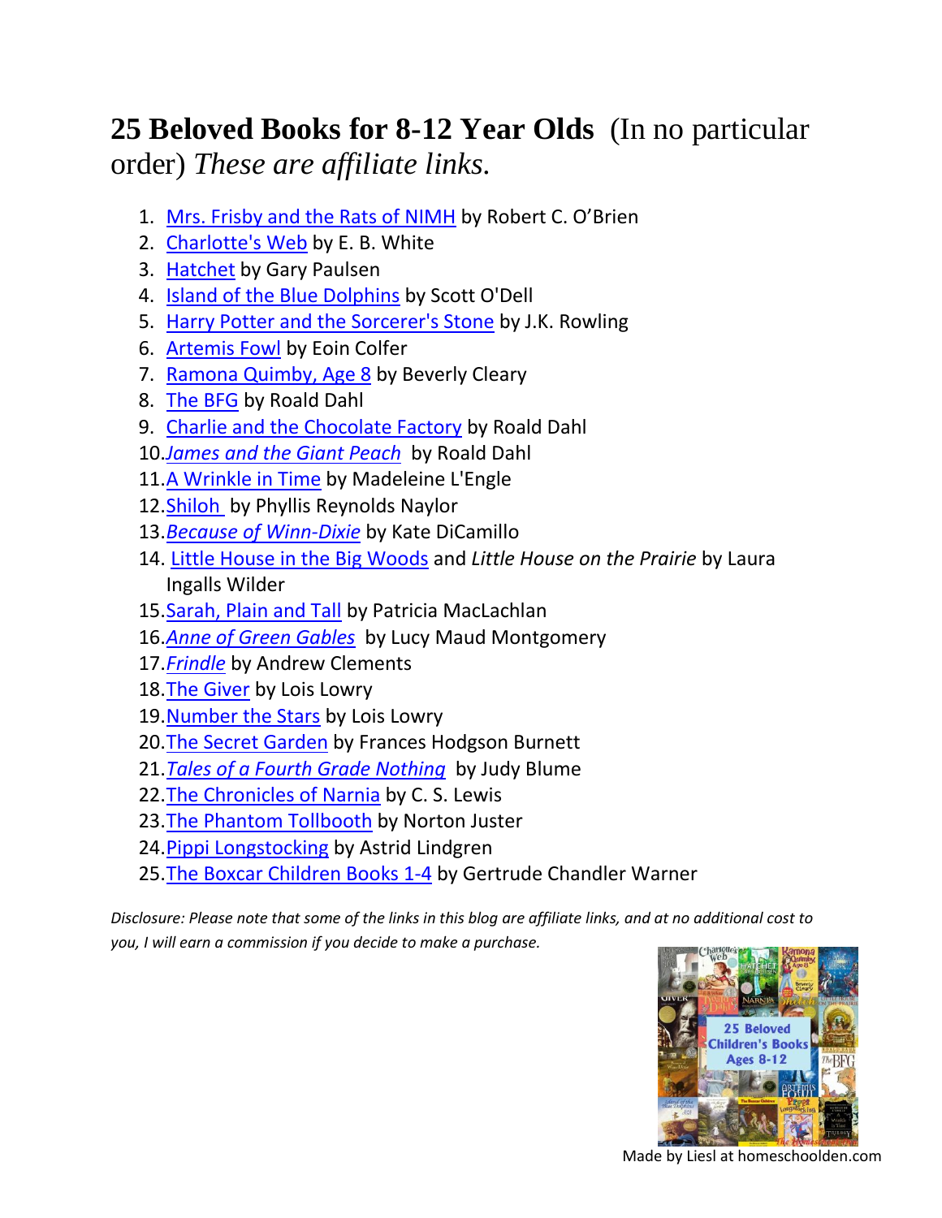# **25 Beloved Books for 8-12 Year Olds** (In no particular order) *These are affiliate links.*

1. [Mrs. Frisby and the Rats of NIMH]() by Robert C. O'Brien
2. [Charlotte's Web]() by E. B. White
3. [Hatchet]() by Gary Paulsen
4. [Island of the Blue Dolphins]() by Scott O'Dell
5. [Harry Potter and the Sorcerer's Stone]() by J.K. Rowling
6. [Artemis Fowl]() by Eoin Colfer
7. [Ramona Quimby, Age 8]() by Beverly Cleary
8. [The BFG]() by Roald Dahl
9. [Charlie and the Chocolate Factory]() by Roald Dahl
10. [*James and the Giant Peach*]() by Roald Dahl
11. [A Wrinkle in Time]() by Madeleine L'Engle
12. [Shiloh]() by Phyllis Reynolds Naylor
13. [*Because of Winn-Dixie*]() by Kate DiCamillo
14. [Little House in the Big Woods]() and *Little House on the Prairie* by Laura Ingalls Wilder
15. [Sarah, Plain and Tall]() by Patricia MacLachlan
16. [*Anne of Green Gables*]() by Lucy Maud Montgomery
17. [*Frindle*]() by Andrew Clements
18. [The Giver]() by Lois Lowry
19. [Number the Stars]() by Lois Lowry
20. [The Secret Garden]() by Frances Hodgson Burnett
21. [*Tales of a Fourth Grade Nothing*]() by Judy Blume
22. [The Chronicles of Narnia]() by C. S. Lewis
23. [The Phantom Tollbooth]() by Norton Juster
24. [Pippi Longstocking]() by Astrid Lindgren
25. [The Boxcar Children Books 1-4]() by Gertrude Chandler Warner

*Disclosure: Please note that some of the links in this blog are affiliate links, and at no additional cost to you, I will earn a commission if you decide to make a purchase.*

Made by Liesl at homeschoolden.com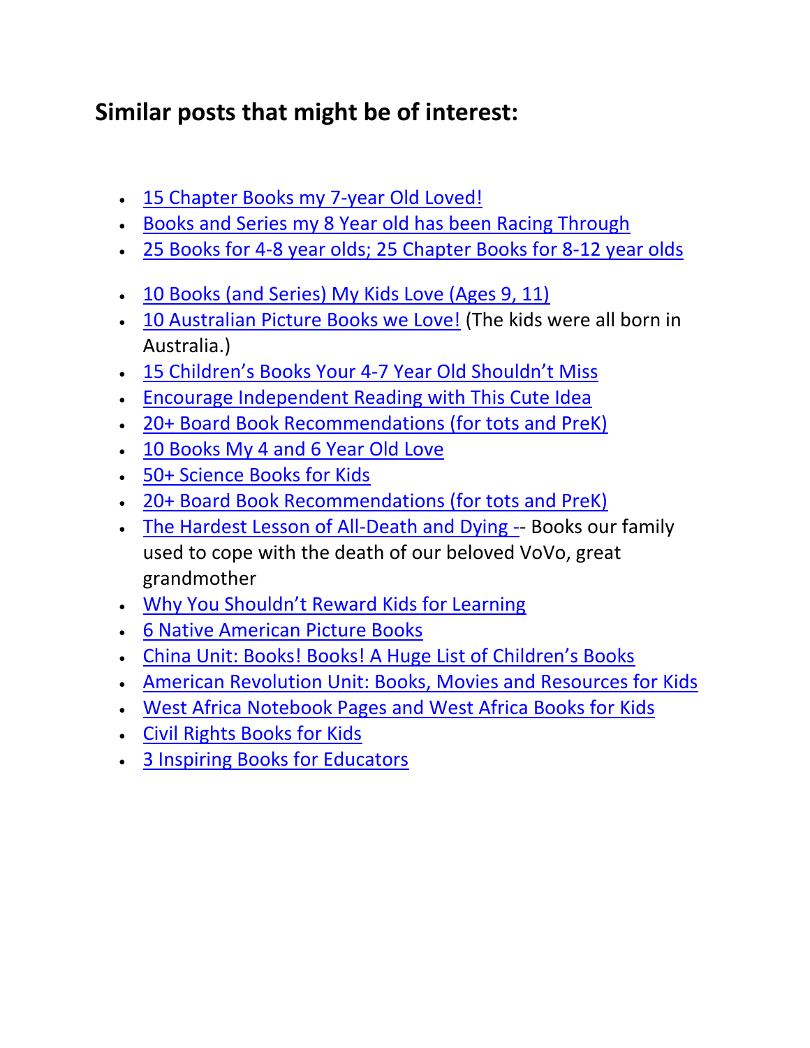## Similar posts that might be of interest:

- 15 Chapter Books my 7-year Old Loved!
- Books and Series my 8 Year old has been Racing Through
- 25 Books for 4-8 year olds; 25 Chapter Books for 8-12 year olds

- 10 Books (and Series) My Kids Love (Ages 9, 11)
- 10 Australian Picture Books we Love! (The kids were all born in Australia.)
- 15 Children's Books Your 4-7 Year Old Shouldn't Miss
- Encourage Independent Reading with This Cute Idea
- 20+ Board Book Recommendations (for tots and PreK)
- 10 Books My 4 and 6 Year Old Love
- 50+ Science Books for Kids
- 20+ Board Book Recommendations (for tots and PreK)
- The Hardest Lesson of All-Death and Dying -- Books our family used to cope with the death of our beloved VoVo, great grandmother
- Why You Shouldn't Reward Kids for Learning
- 6 Native American Picture Books
- China Unit: Books! Books! A Huge List of Children's Books
- American Revolution Unit: Books, Movies and Resources for Kids
- West Africa Notebook Pages and West Africa Books for Kids
- Civil Rights Books for Kids
- 3 Inspiring Books for Educators